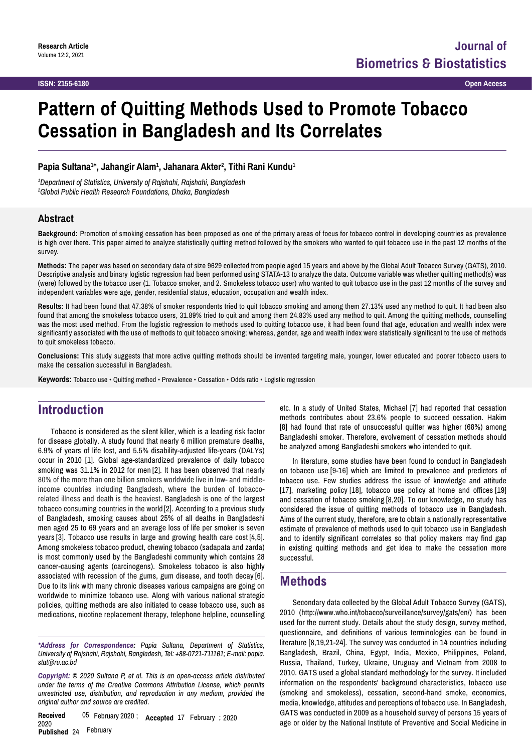**Research Article**
Volume 12:2, 2021

# Journal of Biometrics & Biostatistics

**ISSN: 2155-6180** **Open Access**

# Pattern of Quitting Methods Used to Promote Tobacco Cessation in Bangladesh and Its Correlates

**Papia Sultana[1]*, Jahangir Alam[1], Jahanara Akter[2], Tithi Rani Kundu[1]**

*[1]Department of Statistics, University of Rajshahi, Rajshahi, Bangladesh*
*[2]Global Public Health Research Foundations, Dhaka, Bangladesh*

## Abstract

**Background:** Promotion of smoking cessation has been proposed as one of the primary areas of focus for tobacco control in developing countries as prevalence is high over there. This paper aimed to analyze statistically quitting method followed by the smokers who wanted to quit tobacco use in the past 12 months of the survey.

**Methods:** The paper was based on secondary data of size 9629 collected from people aged 15 years and above by the Global Adult Tobacco Survey (GATS), 2010. Descriptive analysis and binary logistic regression had been performed using STATA-13 to analyze the data. Outcome variable was whether quitting method(s) was (were) followed by the tobacco user (1. Tobacco smoker, and 2. Smokeless tobacco user) who wanted to quit tobacco use in the past 12 months of the survey and independent variables were age, gender, residential status, education, occupation and wealth index.

**Results:** It had been found that 47.38% of smoker respondents tried to quit tobacco smoking and among them 27.13% used any method to quit. It had been also found that among the smokeless tobacco users, 31.89% tried to quit and among them 24.83% used any method to quit. Among the quitting methods, counselling was the most used method. From the logistic regression to methods used to quitting tobacco use, it had been found that age, education and wealth index were significantly associated with the use of methods to quit tobacco smoking; whereas, gender, age and wealth index were statistically significant to the use of methods to quit smokeless tobacco.

**Conclusions:** This study suggests that more active quitting methods should be invented targeting male, younger, lower educated and poorer tobacco users to make the cessation successful in Bangladesh.

**Keywords:** Tobacco use • Quitting method • Prevalence • Cessation • Odds ratio • Logistic regression

## Introduction

Tobacco is considered as the silent killer, which is a leading risk factor for disease globally. A study found that nearly 6 million premature deaths, 6.9% of years of life lost, and 5.5% disability-adjusted life-years (DALYs) occur in 2010 [1]. Global age-standardized prevalence of daily tobacco smoking was 31.1% in 2012 for men [2]. It has been observed that nearly 80% of the more than one billion smokers worldwide live in low- and middle-income countries including Bangladesh, where the burden of tobacco-related illness and death is the heaviest. Bangladesh is one of the largest tobacco consuming countries in the world [2]. According to a previous study of Bangladesh, smoking causes about 25% of all deaths in Bangladeshi men aged 25 to 69 years and an average loss of life per smoker is seven years [3]. Tobacco use results in large and growing health care cost [4,5]. Among smokeless tobacco product, chewing tobacco (sadapata and zarda) is most commonly used by the Bangladeshi community which contains 28 cancer-causing agents (carcinogens). Smokeless tobacco is also highly associated with recession of the gums, gum disease, and tooth decay [6]. Due to its link with many chronic diseases various campaigns are going on worldwide to minimize tobacco use. Along with various national strategic policies, quitting methods are also initiated to cease tobacco use, such as medications, nicotine replacement therapy, telephone helpline, counselling etc. In a study of United States, Michael [7] had reported that cessation methods contributes about 23.6% people to succeed cessation. Hakim [8] had found that rate of unsuccessful quitter was higher (68%) among Bangladeshi smoker. Therefore, evolvement of cessation methods should be analyzed among Bangladeshi smokers who intended to quit.

In literature, some studies have been found to conduct in Bangladesh on tobacco use [9-16] which are limited to prevalence and predictors of tobacco use. Few studies address the issue of knowledge and attitude [17], marketing policy [18], tobacco use policy at home and offices [19] and cessation of tobacco smoking [8,20]. To our knowledge, no study has considered the issue of quitting methods of tobacco use in Bangladesh. Aims of the current study, therefore, are to obtain a nationally representative estimate of prevalence of methods used to quit tobacco use in Bangladesh and to identify significant correlates so that policy makers may find gap in existing quitting methods and get idea to make the cessation more successful.

## Methods

Secondary data collected by the Global Adult Tobacco Survey (GATS), 2010 (http://www.who.int/tobacco/surveillance/survey/gats/en/) has been used for the current study. Details about the study design, survey method, questionnaire, and definitions of various terminologies can be found in literature [8,19,21-24]. The survey was conducted in 14 countries including Bangladesh, Brazil, China, Egypt, India, Mexico, Philippines, Poland, Russia, Thailand, Turkey, Ukraine, Uruguay and Vietnam from 2008 to 2010. GATS used a global standard methodology for the survey. It included information on the respondents' background characteristics, tobacco use (smoking and smokeless), cessation, second-hand smoke, economics, media, knowledge, attitudes and perceptions of tobacco use. In Bangladesh, GATS was conducted in 2009 as a household survey of persons 15 years of age or older by the National Institute of Preventive and Social Medicine in

*\*Address for Correspondence: Papia Sultana, Department of Statistics, University of Rajshahi, Rajshahi, Bangladesh, Tel: +88-0721-711161; E-mail: papia.stat@ru.ac.bd*

*Copyright: © 2020 Sultana P, et al. This is an open-access article distributed under the terms of the Creative Commons Attribution License, which permits unrestricted use, distribution, and reproduction in any medium, provided the original author and source are credited.*

**Received** 05 February 2020 ; **Accepted** 17 February ; 2020 **Published** 24 February 2020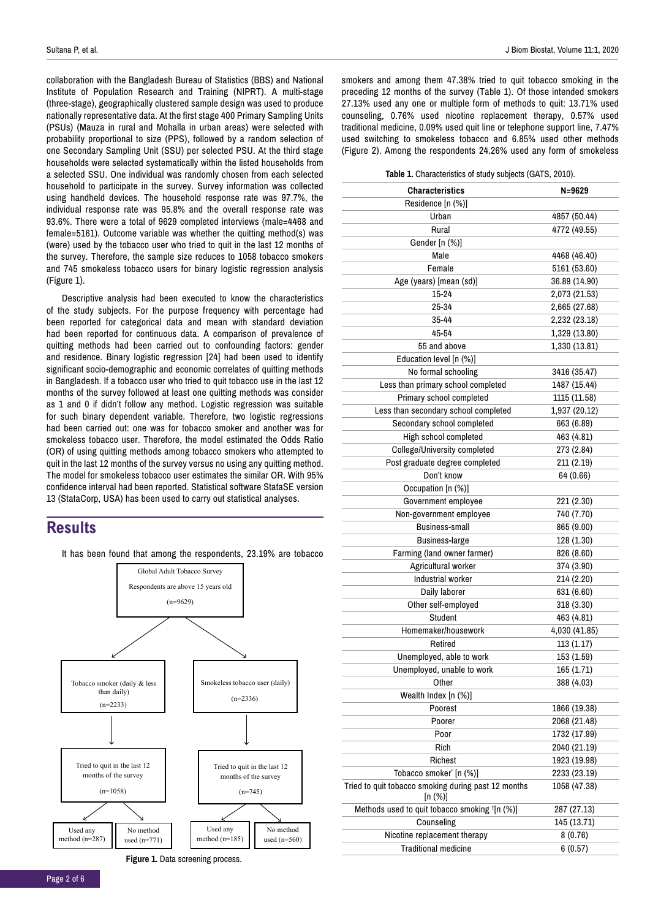collaboration with the Bangladesh Bureau of Statistics (BBS) and National Institute of Population Research and Training (NIPRT). A multi-stage (three-stage), geographically clustered sample design was used to produce nationally representative data. At the first stage 400 Primary Sampling Units (PSUs) (Mauza in rural and Mohalla in urban areas) were selected with probability proportional to size (PPS), followed by a random selection of one Secondary Sampling Unit (SSU) per selected PSU. At the third stage households were selected systematically within the listed households from a selected SSU. One individual was randomly chosen from each selected household to participate in the survey. Survey information was collected using handheld devices. The household response rate was 97.7%, the individual response rate was 95.8% and the overall response rate was 93.6%. There were a total of 9629 completed interviews (male=4468 and female=5161). Outcome variable was whether the quitting method(s) was (were) used by the tobacco user who tried to quit in the last 12 months of the survey. Therefore, the sample size reduces to 1058 tobacco smokers and 745 smokeless tobacco users for binary logistic regression analysis (Figure 1).

Descriptive analysis had been executed to know the characteristics of the study subjects. For the purpose frequency with percentage had been reported for categorical data and mean with standard deviation had been reported for continuous data. A comparison of prevalence of quitting methods had been carried out to confounding factors: gender and residence. Binary logistic regression [24] had been used to identify significant socio-demographic and economic correlates of quitting methods in Bangladesh. If a tobacco user who tried to quit tobacco use in the last 12 months of the survey followed at least one quitting methods was consider as 1 and 0 if didn't follow any method. Logistic regression was suitable for such binary dependent variable. Therefore, two logistic regressions had been carried out: one was for tobacco smoker and another was for smokeless tobacco user. Therefore, the model estimated the Odds Ratio (OR) of using quitting methods among tobacco smokers who attempted to quit in the last 12 months of the survey versus no using any quitting method. The model for smokeless tobacco user estimates the similar OR. With 95% confidence interval had been reported. Statistical software StataSE version 13 (StataCorp, USA) has been used to carry out statistical analyses.

## Results

It has been found that among the respondents, 23.19% are tobacco smokers and among them 47.38% tried to quit tobacco smoking in the preceding 12 months of the survey (Table 1). Of those intended smokers 27.13% used any one or multiple form of methods to quit: 13.71% used counseling, 0.76% used nicotine replacement therapy, 0.57% used traditional medicine, 0.09% used quit line or telephone support line, 7.47% used switching to smokeless tobacco and 6.85% used other methods (Figure 2). Among the respondents 24.26% used any form of smokeless

Global Adult Tobacco Survey
Respondents are above 15 years old
(n=9629)

Tobacco smoker (daily & less than daily) (n=2233) → Tried to quit in the last 12 months of the survey (n=1058) → Used any method (n=287); No method used (n=771)

Smokeless tobacco user (daily) (n=2336) → Tried to quit in the last 12 months of the survey (n=745) → Used any method (n=185); No method used (n=560)

**Figure 1.** Data screening process.

**Table 1.** Characteristics of study subjects (GATS, 2010).

| Characteristics | N=9629 |
|---|---|
| Residence [n (%)] | |
| Urban | 4857 (50.44) |
| Rural | 4772 (49.55) |
| Gender [n (%)] | |
| Male | 4468 (46.40) |
| Female | 5161 (53.60) |
| Age (years) [mean (sd)] | 36.89 (14.90) |
| 15-24 | 2,073 (21.53) |
| 25-34 | 2,665 (27.68) |
| 35-44 | 2,232 (23.18) |
| 45-54 | 1,329 (13.80) |
| 55 and above | 1,330 (13.81) |
| Education level [n (%)] | |
| No formal schooling | 3416 (35.47) |
| Less than primary school completed | 1487 (15.44) |
| Primary school completed | 1115 (11.58) |
| Less than secondary school completed | 1,937 (20.12) |
| Secondary school completed | 663 (6.89) |
| High school completed | 463 (4.81) |
| College/University completed | 273 (2.84) |
| Post graduate degree completed | 211 (2.19) |
| Don't know | 64 (0.66) |
| Occupation [n (%)] | |
| Government employee | 221 (2.30) |
| Non-government employee | 740 (7.70) |
| Business-small | 865 (9.00) |
| Business-large | 128 (1.30) |
| Farming (land owner farmer) | 826 (8.60) |
| Agricultural worker | 374 (3.90) |
| Industrial worker | 214 (2.20) |
| Daily laborer | 631 (6.60) |
| Other self-employed | 318 (3.30) |
| Student | 463 (4.81) |
| Homemaker/housework | 4,030 (41.85) |
| Retired | 113 (1.17) |
| Unemployed, able to work | 153 (1.59) |
| Unemployed, unable to work | 165 (1.71) |
| Other | 388 (4.03) |
| Wealth Index [n (%)] | |
| Poorest | 1866 (19.38) |
| Poorer | 2068 (21.48) |
| Poor | 1732 (17.99) |
| Rich | 2040 (21.19) |
| Richest | 1923 (19.98) |
| Tobacco smoker* [n (%)] | 2233 (23.19) |
| Tried to quit tobacco smoking during past 12 months [n (%)] | 1058 (47.38) |
| Methods used to quit tobacco smoking †[n (%)] | 287 (27.13) |
| Counseling | 145 (13.71) |
| Nicotine replacement therapy | 8 (0.76) |
| Traditional medicine | 6 (0.57) |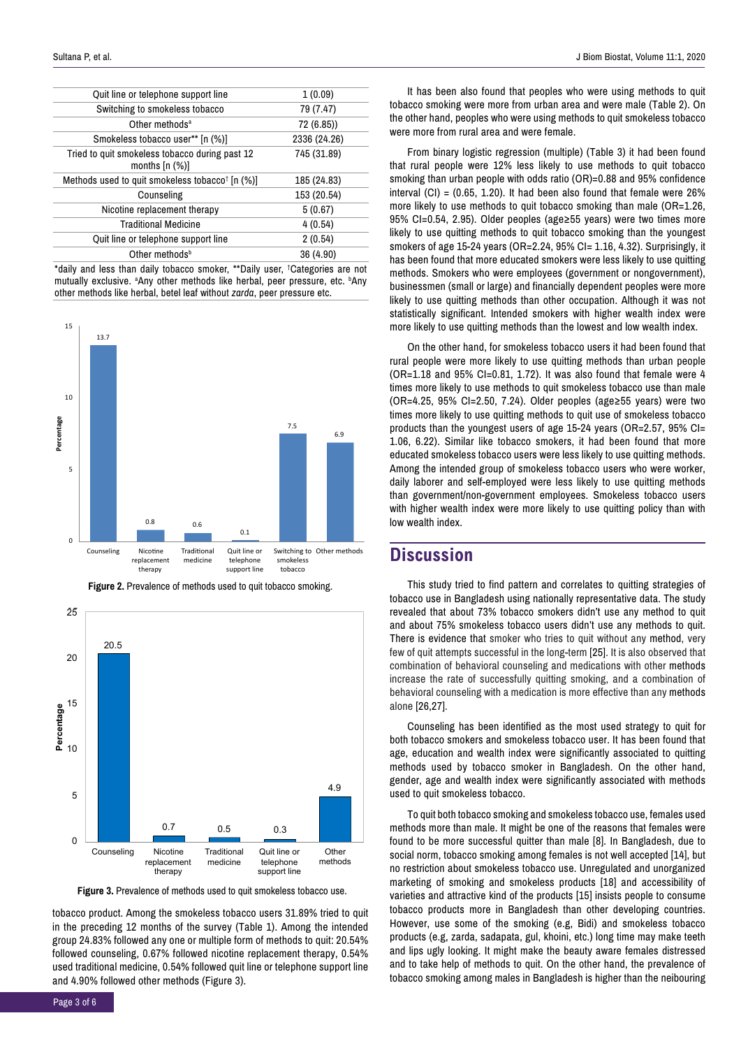| Quit line or telephone support line | 1 (0.09) |
|---|---|
| Switching to smokeless tobacco | 79 (7.47) |
| Other methods[a] | 72 (6.85)) |
| Smokeless tobacco user** [n (%)] | 2336 (24.26) |
| Tried to quit smokeless tobacco during past 12 months [n (%)] | 745 (31.89) |
| Methods used to quit smokeless tobacco[†] [n (%)] | 185 (24.83) |
| Counseling | 153 (20.54) |
| Nicotine replacement therapy | 5 (0.67) |
| Traditional Medicine | 4 (0.54) |
| Quit line or telephone support line | 2 (0.54) |
| Other methods[b] | 36 (4.90) |

*daily and less than daily tobacco smoker, **Daily user, [†]Categories are not mutually exclusive. [a]Any other methods like herbal, peer pressure, etc. [b]Any other methods like herbal, betel leaf without *zarda*, peer pressure etc.

**Figure 2.** Prevalence of methods used to quit tobacco smoking.

**Figure 3.** Prevalence of methods used to quit smokeless tobacco use.

tobacco product. Among the smokeless tobacco users 31.89% tried to quit in the preceding 12 months of the survey (Table 1). Among the intended group 24.83% followed any one or multiple form of methods to quit: 20.54% followed counseling, 0.67% followed nicotine replacement therapy, 0.54% used traditional medicine, 0.54% followed quit line or telephone support line and 4.90% followed other methods (Figure 3).

It has been also found that peoples who were using methods to quit tobacco smoking were more from urban area and were male (Table 2). On the other hand, peoples who were using methods to quit smokeless tobacco were more from rural area and were female.

From binary logistic regression (multiple) (Table 3) it had been found that rural people were 12% less likely to use methods to quit tobacco smoking than urban people with odds ratio (OR)=0.88 and 95% confidence interval (CI) = (0.65, 1.20). It had been also found that female were 26% more likely to use methods to quit tobacco smoking than male (OR=1.26, 95% CI=0.54, 2.95). Older peoples (age≥55 years) were two times more likely to use quitting methods to quit tobacco smoking than the youngest smokers of age 15-24 years (OR=2.24, 95% CI= 1.16, 4.32). Surprisingly, it has been found that more educated smokers were less likely to use quitting methods. Smokers who were employees (government or nongovernment), businessmen (small or large) and financially dependent peoples were more likely to use quitting methods than other occupation. Although it was not statistically significant. Intended smokers with higher wealth index were more likely to use quitting methods than the lowest and low wealth index.

On the other hand, for smokeless tobacco users it had been found that rural people were more likely to use quitting methods than urban people (OR=1.18 and 95% CI=0.81, 1.72). It was also found that female were 4 times more likely to use methods to quit smokeless tobacco use than male (OR=4.25, 95% CI=2.50, 7.24). Older peoples (age≥55 years) were two times more likely to use quitting methods to quit use of smokeless tobacco products than the youngest users of age 15-24 years (OR=2.57, 95% CI= 1.06, 6.22). Similar like tobacco smokers, it had been found that more educated smokeless tobacco users were less likely to use quitting methods. Among the intended group of smokeless tobacco users who were worker, daily laborer and self-employed were less likely to use quitting methods than government/non-government employees. Smokeless tobacco users with higher wealth index were more likely to use quitting policy than with low wealth index.

## Discussion

This study tried to find pattern and correlates to quitting strategies of tobacco use in Bangladesh using nationally representative data. The study revealed that about 73% tobacco smokers didn't use any method to quit and about 75% smokeless tobacco users didn't use any methods to quit. There is evidence that smoker who tries to quit without any method, very few of quit attempts successful in the long-term [25]. It is also observed that combination of behavioral counseling and medications with other methods increase the rate of successfully quitting smoking, and a combination of behavioral counseling with a medication is more effective than any methods alone [26,27].

Counseling has been identified as the most used strategy to quit for both tobacco smokers and smokeless tobacco user. It has been found that age, education and wealth index were significantly associated to quitting methods used by tobacco smoker in Bangladesh. On the other hand, gender, age and wealth index were significantly associated with methods used to quit smokeless tobacco.

To quit both tobacco smoking and smokeless tobacco use, females used methods more than male. It might be one of the reasons that females were found to be more successful quitter than male [8]. In Bangladesh, due to social norm, tobacco smoking among females is not well accepted [14], but no restriction about smokeless tobacco use. Unregulated and unorganized marketing of smoking and smokeless products [18] and accessibility of varieties and attractive kind of the products [15] insists people to consume tobacco products more in Bangladesh than other developing countries. However, use some of the smoking (e.g, Bidi) and smokeless tobacco products (e.g, zarda, sadapata, gul, khoini, etc.) long time may make teeth and lips ugly looking. It might make the beauty aware females distressed and to take help of methods to quit. On the other hand, the prevalence of tobacco smoking among males in Bangladesh is higher than the neibouring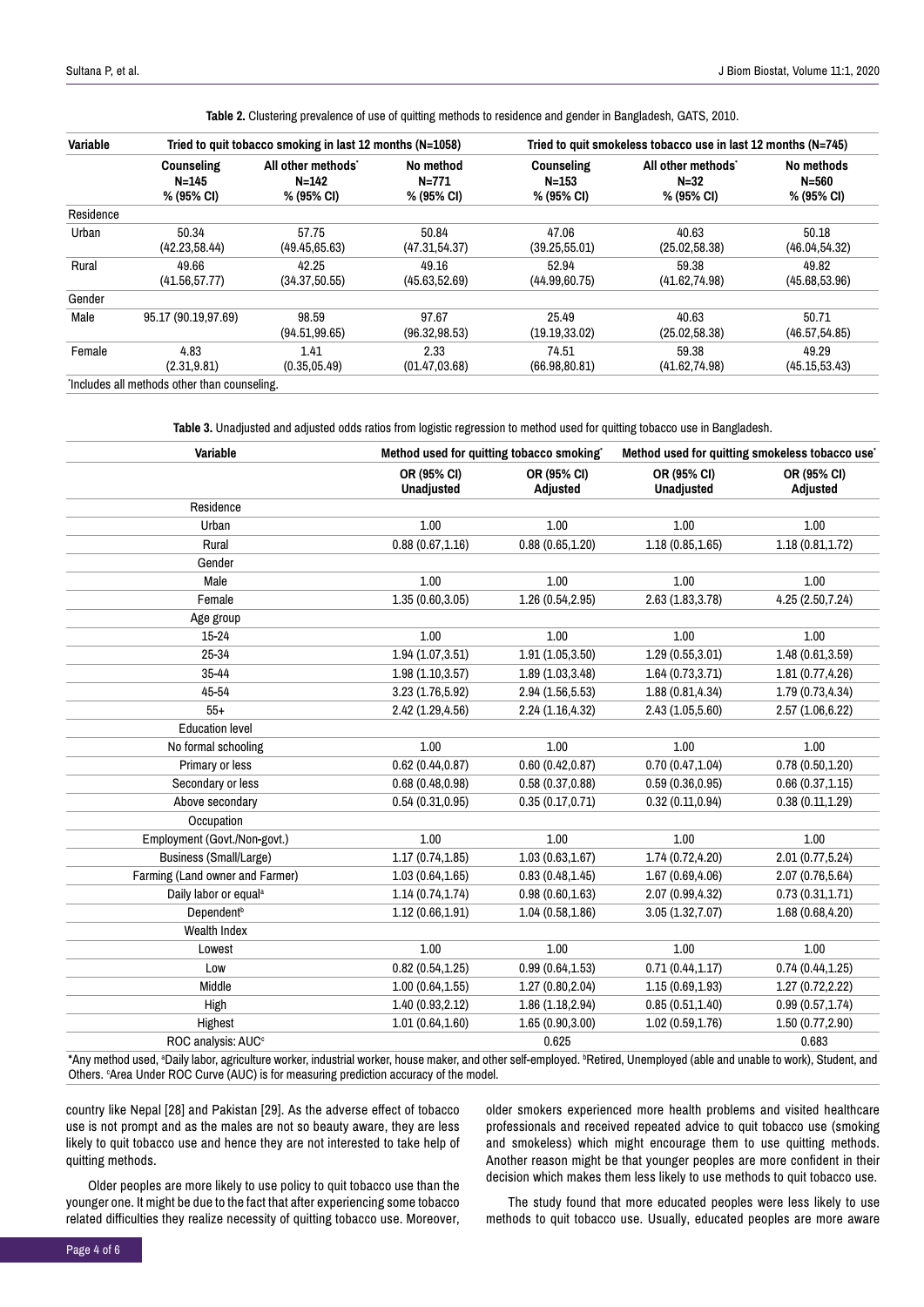**Table 2.** Clustering prevalence of use of quitting methods to residence and gender in Bangladesh, GATS, 2010.

| Variable | Tried to quit tobacco smoking in last 12 months (N=1058) | | | Tried to quit smokeless tobacco use in last 12 months (N=745) | | |
|---|---|---|---|---|---|---|
| | Counseling N=145 % (95% CI) | All other methods* N=142 % (95% CI) | No method N=771 % (95% CI) | Counseling N=153 % (95% CI) | All other methods* N=32 % (95% CI) | No methods N=560 % (95% CI) |
| Residence | | | | | | |
| Urban | 50.34 (42.23,58.44) | 57.75 (49.45,65.63) | 50.84 (47.31,54.37) | 47.06 (39.25,55.01) | 40.63 (25.02,58.38) | 50.18 (46.04,54.32) |
| Rural | 49.66 (41.56,57.77) | 42.25 (34.37,50.55) | 49.16 (45.63,52.69) | 52.94 (44.99,60.75) | 59.38 (41.62,74.98) | 49.82 (45.68,53.96) |
| Gender | | | | | | |
| Male | 95.17 (90.19,97.69) | 98.59 (94.51,99.65) | 97.67 (96.32,98.53) | 25.49 (19.19,33.02) | 40.63 (25.02,58.38) | 50.71 (46.57,54.85) |
| Female | 4.83 (2.31,9.81) | 1.41 (0.35,05.49) | 2.33 (01.47,03.68) | 74.51 (66.98,80.81) | 59.38 (41.62,74.98) | 49.29 (45.15,53.43) |

*Includes all methods other than counseling.

**Table 3.** Unadjusted and adjusted odds ratios from logistic regression to method used for quitting tobacco use in Bangladesh.

| Variable | Method used for quitting tobacco smoking* | | Method used for quitting smokeless tobacco use* | |
|---|---|---|---|---|
| | OR (95% CI) Unadjusted | OR (95% CI) Adjusted | OR (95% CI) Unadjusted | OR (95% CI) Adjusted |
| Residence | | | | |
| Urban | 1.00 | 1.00 | 1.00 | 1.00 |
| Rural | 0.88 (0.67,1.16) | 0.88 (0.65,1.20) | 1.18 (0.85,1.65) | 1.18 (0.81,1.72) |
| Gender | | | | |
| Male | 1.00 | 1.00 | 1.00 | 1.00 |
| Female | 1.35 (0.60,3.05) | 1.26 (0.54,2.95) | 2.63 (1.83,3.78) | 4.25 (2.50,7.24) |
| Age group | | | | |
| 15-24 | 1.00 | 1.00 | 1.00 | 1.00 |
| 25-34 | 1.94 (1.07,3.51) | 1.91 (1.05,3.50) | 1.29 (0.55,3.01) | 1.48 (0.61,3.59) |
| 35-44 | 1.98 (1.10,3.57) | 1.89 (1.03,3.48) | 1.64 (0.73,3.71) | 1.81 (0.77,4.26) |
| 45-54 | 3.23 (1.76,5.92) | 2.94 (1.56,5.53) | 1.88 (0.81,4.34) | 1.79 (0.73,4.34) |
| 55+ | 2.42 (1.29,4.56) | 2.24 (1.16,4.32) | 2.43 (1.05,5.60) | 2.57 (1.06,6.22) |
| Education level | | | | |
| No formal schooling | 1.00 | 1.00 | 1.00 | 1.00 |
| Primary or less | 0.62 (0.44,0.87) | 0.60 (0.42,0.87) | 0.70 (0.47,1.04) | 0.78 (0.50,1.20) |
| Secondary or less | 0.68 (0.48,0.98) | 0.58 (0.37,0.88) | 0.59 (0.36,0.95) | 0.66 (0.37,1.15) |
| Above secondary | 0.54 (0.31,0.95) | 0.35 (0.17,0.71) | 0.32 (0.11,0.94) | 0.38 (0.11,1.29) |
| Occupation | | | | |
| Employment (Govt./Non-govt.) | 1.00 | 1.00 | 1.00 | 1.00 |
| Business (Small/Large) | 1.17 (0.74,1.85) | 1.03 (0.63,1.67) | 1.74 (0.72,4.20) | 2.01 (0.77,5.24) |
| Farming (Land owner and Farmer) | 1.03 (0.64,1.65) | 0.83 (0.48,1.45) | 1.67 (0.69,4.06) | 2.07 (0.76,5.64) |
| Daily labor or equal[a] | 1.14 (0.74,1.74) | 0.98 (0.60,1.63) | 2.07 (0.99,4.32) | 0.73 (0.31,1.71) |
| Dependent[b] | 1.12 (0.66,1.91) | 1.04 (0.58,1.86) | 3.05 (1.32,7.07) | 1.68 (0.68,4.20) |
| Wealth Index | | | | |
| Lowest | 1.00 | 1.00 | 1.00 | 1.00 |
| Low | 0.82 (0.54,1.25) | 0.99 (0.64,1.53) | 0.71 (0.44,1.17) | 0.74 (0.44,1.25) |
| Middle | 1.00 (0.64,1.55) | 1.27 (0.80,2.04) | 1.15 (0.69,1.93) | 1.27 (0.72,2.22) |
| High | 1.40 (0.93,2.12) | 1.86 (1.18,2.94) | 0.85 (0.51,1.40) | 0.99 (0.57,1.74) |
| Highest | 1.01 (0.64,1.60) | 1.65 (0.90,3.00) | 1.02 (0.59,1.76) | 1.50 (0.77,2.90) |
| ROC analysis: AUC[c] | | 0.625 | | 0.683 |

*Any method used, [a]Daily labor, agriculture worker, industrial worker, house maker, and other self-employed. [b]Retired, Unemployed (able and unable to work), Student, and Others. [c]Area Under ROC Curve (AUC) is for measuring prediction accuracy of the model.

country like Nepal [28] and Pakistan [29]. As the adverse effect of tobacco use is not prompt and as the males are not so beauty aware, they are less likely to quit tobacco use and hence they are not interested to take help of quitting methods.

Older peoples are more likely to use policy to quit tobacco use than the younger one. It might be due to the fact that after experiencing some tobacco related difficulties they realize necessity of quitting tobacco use. Moreover, older smokers experienced more health problems and visited healthcare professionals and received repeated advice to quit tobacco use (smoking and smokeless) which might encourage them to use quitting methods. Another reason might be that younger peoples are more confident in their decision which makes them less likely to use methods to quit tobacco use.

The study found that more educated peoples were less likely to use methods to quit tobacco use. Usually, educated peoples are more aware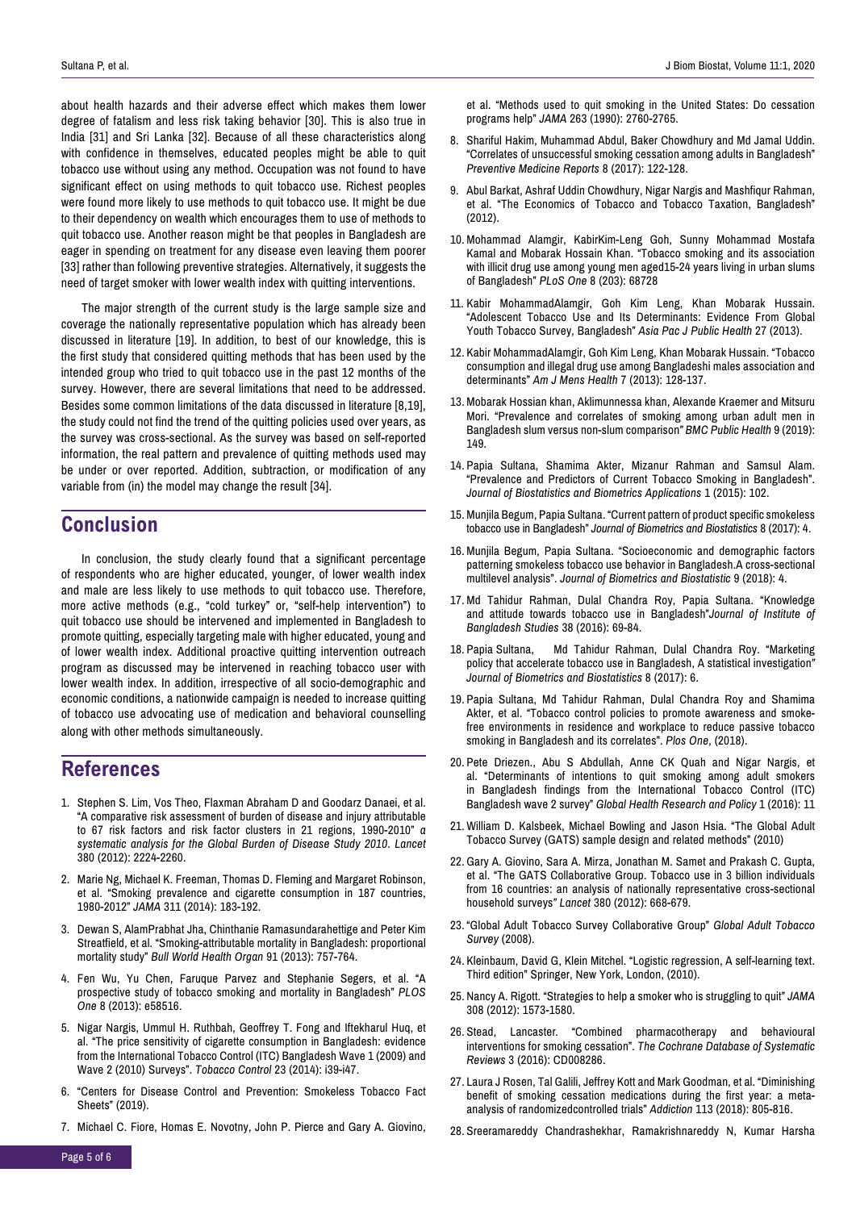about health hazards and their adverse effect which makes them lower degree of fatalism and less risk taking behavior [30]. This is also true in India [31] and Sri Lanka [32]. Because of all these characteristics along with confidence in themselves, educated peoples might be able to quit tobacco use without using any method. Occupation was not found to have significant effect on using methods to quit tobacco use. Richest peoples were found more likely to use methods to quit tobacco use. It might be due to their dependency on wealth which encourages them to use of methods to quit tobacco use. Another reason might be that peoples in Bangladesh are eager in spending on treatment for any disease even leaving them poorer [33] rather than following preventive strategies. Alternatively, it suggests the need of target smoker with lower wealth index with quitting interventions.

The major strength of the current study is the large sample size and coverage the nationally representative population which has already been discussed in literature [19]. In addition, to best of our knowledge, this is the first study that considered quitting methods that has been used by the intended group who tried to quit tobacco use in the past 12 months of the survey. However, there are several limitations that need to be addressed. Besides some common limitations of the data discussed in literature [8,19], the study could not find the trend of the quitting policies used over years, as the survey was cross-sectional. As the survey was based on self-reported information, the real pattern and prevalence of quitting methods used may be under or over reported. Addition, subtraction, or modification of any variable from (in) the model may change the result [34].

## Conclusion

In conclusion, the study clearly found that a significant percentage of respondents who are higher educated, younger, of lower wealth index and male are less likely to use methods to quit tobacco use. Therefore, more active methods (e.g., "cold turkey" or, "self-help intervention") to quit tobacco use should be intervened and implemented in Bangladesh to promote quitting, especially targeting male with higher educated, young and of lower wealth index. Additional proactive quitting intervention outreach program as discussed may be intervened in reaching tobacco user with lower wealth index. In addition, irrespective of all socio-demographic and economic conditions, a nationwide campaign is needed to increase quitting of tobacco use advocating use of medication and behavioral counselling along with other methods simultaneously.

## References

1. Stephen S. Lim, Vos Theo, Flaxman Abraham D and Goodarz Danaei, et al. "A comparative risk assessment of burden of disease and injury attributable to 67 risk factors and risk factor clusters in 21 regions, 1990-2010" *a systematic analysis for the Global Burden of Disease Study 2010. Lancet* 380 (2012): 2224-2260.
2. Marie Ng, Michael K. Freeman, Thomas D. Fleming and Margaret Robinson, et al. "Smoking prevalence and cigarette consumption in 187 countries, 1980-2012" *JAMA* 311 (2014): 183-192.
3. Dewan S, AlamPrabhat Jha, Chinthanie Ramasundarahettige and Peter Kim Streatfield, et al. "Smoking-attributable mortality in Bangladesh: proportional mortality study" *Bull World Health Organ* 91 (2013): 757-764.
4. Fen Wu, Yu Chen, Faruque Parvez and Stephanie Segers, et al. "A prospective study of tobacco smoking and mortality in Bangladesh" *PLOS One* 8 (2013): e58516.
5. Nigar Nargis, Ummul H. Ruthbah, Geoffrey T. Fong and Iftekharul Huq, et al. "The price sensitivity of cigarette consumption in Bangladesh: evidence from the International Tobacco Control (ITC) Bangladesh Wave 1 (2009) and Wave 2 (2010) Surveys". *Tobacco Control* 23 (2014): i39-i47.
6. "Centers for Disease Control and Prevention: Smokeless Tobacco Fact Sheets" (2019).
7. Michael C. Fiore, Homas E. Novotny, John P. Pierce and Gary A. Giovino, et al. "Methods used to quit smoking in the United States: Do cessation programs help" *JAMA* 263 (1990): 2760-2765.
8. Shariful Hakim, Muhammad Abdul, Baker Chowdhury and Md Jamal Uddin. "Correlates of unsuccessful smoking cessation among adults in Bangladesh" *Preventive Medicine Reports* 8 (2017): 122-128.
9. Abul Barkat, Ashraf Uddin Chowdhury, Nigar Nargis and Mashfiqur Rahman, et al. "The Economics of Tobacco and Tobacco Taxation, Bangladesh" (2012).
10. Mohammad Alamgir, KabirKim-Leng Goh, Sunny Mohammad Mostafa Kamal and Mobarak Hossain Khan. "Tobacco smoking and its association with illicit drug use among young men aged15-24 years living in urban slums of Bangladesh" *PLoS One* 8 (203): 68728
11. Kabir MohammadAlamgir, Goh Kim Leng, Khan Mobarak Hussain. "Adolescent Tobacco Use and Its Determinants: Evidence From Global Youth Tobacco Survey, Bangladesh" *Asia Pac J Public Health* 27 (2013).
12. Kabir MohammadAlamgir, Goh Kim Leng, Khan Mobarak Hussain. "Tobacco consumption and illegal drug use among Bangladeshi males association and determinants" *Am J Mens Health* 7 (2013): 128-137.
13. Mobarak Hossian khan, Aklimunnessa khan, Alexande Kraemer and Mitsuru Mori. "Prevalence and correlates of smoking among urban adult men in Bangladesh slum versus non-slum comparison" *BMC Public Health* 9 (2019): 149.
14. Papia Sultana, Shamima Akter, Mizanur Rahman and Samsul Alam. "Prevalence and Predictors of Current Tobacco Smoking in Bangladesh". *Journal of Biostatistics and Biometrics Applications* 1 (2015): 102.
15. Munjila Begum, Papia Sultana. "Current pattern of product specific smokeless tobacco use in Bangladesh" *Journal of Biometrics and Biostatistics* 8 (2017): 4.
16. Munjila Begum, Papia Sultana. "Socioeconomic and demographic factors patterning smokeless tobacco use behavior in Bangladesh.A cross-sectional multilevel analysis". *Journal of Biometrics and Biostatistic* 9 (2018): 4.
17. Md Tahidur Rahman, Dulal Chandra Roy, Papia Sultana. "Knowledge and attitude towards tobacco use in Bangladesh"*Journal of Institute of Bangladesh Studies* 38 (2016): 69-84.
18. Papia Sultana, Md Tahidur Rahman, Dulal Chandra Roy. "Marketing policy that accelerate tobacco use in Bangladesh, A statistical investigation" *Journal of Biometrics and Biostatistics* 8 (2017): 6.
19. Papia Sultana, Md Tahidur Rahman, Dulal Chandra Roy and Shamima Akter, et al. "Tobacco control policies to promote awareness and smoke-free environments in residence and workplace to reduce passive tobacco smoking in Bangladesh and its correlates". *Plos One*, (2018).
20. Pete Driezen., Abu S Abdullah, Anne CK Quah and Nigar Nargis, et al. "Determinants of intentions to quit smoking among adult smokers in Bangladesh findings from the International Tobacco Control (ITC) Bangladesh wave 2 survey" *Global Health Research and Policy* 1 (2016): 11
21. William D. Kalsbeek, Michael Bowling and Jason Hsia. "The Global Adult Tobacco Survey (GATS) sample design and related methods" (2010)
22. Gary A. Giovino, Sara A. Mirza, Jonathan M. Samet and Prakash C. Gupta, et al. "The GATS Collaborative Group. Tobacco use in 3 billion individuals from 16 countries: an analysis of nationally representative cross-sectional household surveys" *Lancet* 380 (2012): 668-679.
23. "Global Adult Tobacco Survey Collaborative Group" *Global Adult Tobacco Survey* (2008).
24. Kleinbaum, David G, Klein Mitchel. "Logistic regression, A self-learning text. Third edition" Springer, New York, London, (2010).
25. Nancy A. Rigott. "Strategies to help a smoker who is struggling to quit" *JAMA* 308 (2012): 1573-1580.
26. Stead, Lancaster. "Combined pharmacotherapy and behavioural interventions for smoking cessation". *The Cochrane Database of Systematic Reviews* 3 (2016): CD008286.
27. Laura J Rosen, Tal Galili, Jeffrey Kott and Mark Goodman, et al. "Diminishing benefit of smoking cessation medications during the first year: a meta-analysis of randomizedcontrolled trials" *Addiction* 113 (2018): 805-816.
28. Sreeramareddy Chandrashekhar, Ramakrishnareddy N, Kumar Harsha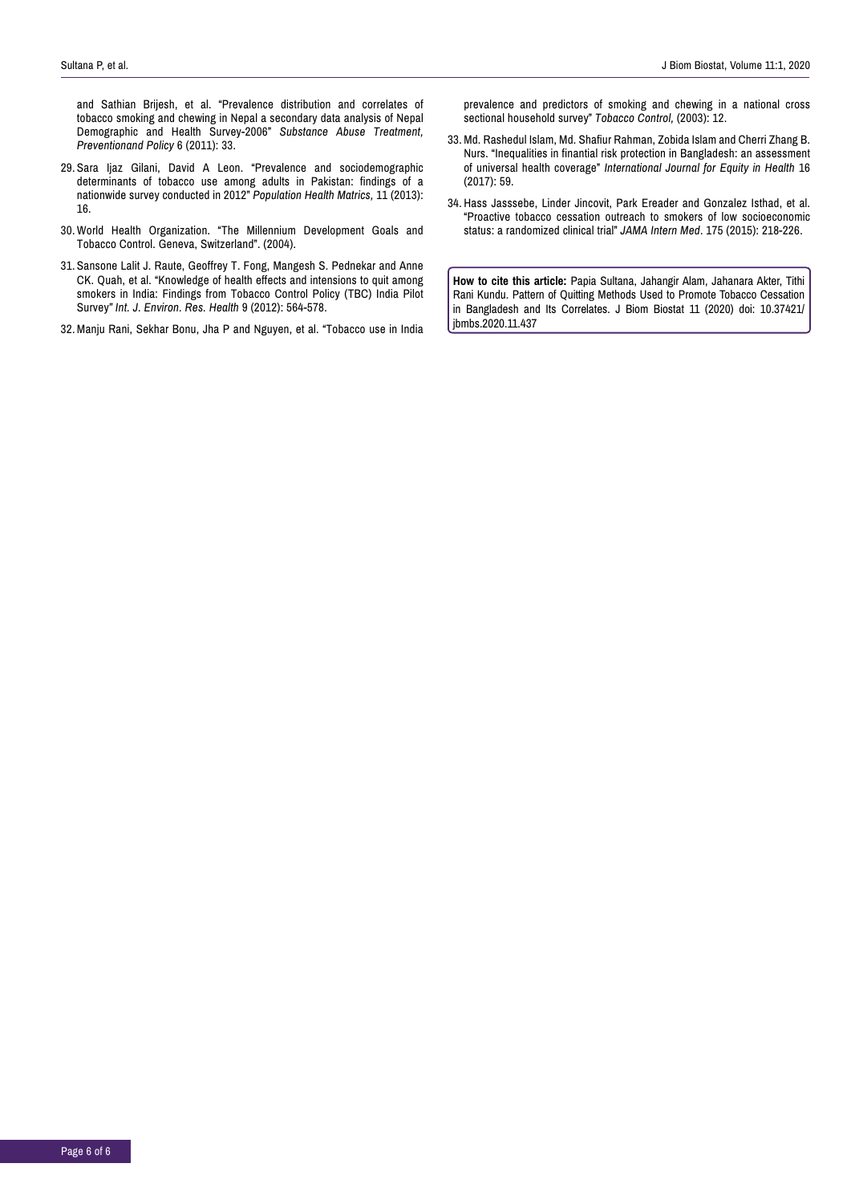and Sathian Brijesh, et al. "Prevalence distribution and correlates of tobacco smoking and chewing in Nepal a secondary data analysis of Nepal Demographic and Health Survey-2006" *Substance Abuse Treatment, Preventionand Policy* 6 (2011): 33.

29. Sara Ijaz Gilani, David A Leon. "Prevalence and sociodemographic determinants of tobacco use among adults in Pakistan: findings of a nationwide survey conducted in 2012" *Population Health Matrics,* 11 (2013): 16.

30. World Health Organization. "The Millennium Development Goals and Tobacco Control. Geneva, Switzerland". (2004).

31. Sansone Lalit J. Raute, Geoffrey T. Fong, Mangesh S. Pednekar and Anne CK. Quah, et al. "Knowledge of health effects and intensions to quit among smokers in India: Findings from Tobacco Control Policy (TBC) India Pilot Survey" *Int. J. Environ. Res. Health* 9 (2012): 564-578.

32. Manju Rani, Sekhar Bonu, Jha P and Nguyen, et al. "Tobacco use in India prevalence and predictors of smoking and chewing in a national cross sectional household survey" *Tobacco Control,* (2003): 12.

33. Md. Rashedul Islam, Md. Shafiur Rahman, Zobida Islam and Cherri Zhang B. Nurs. "Inequalities in finantial risk protection in Bangladesh: an assessment of universal health coverage" *International Journal for Equity in Health* 16 (2017): 59.

34. Hass Jasssebe, Linder Jincovit, Park Ereader and Gonzalez Isthad, et al. "Proactive tobacco cessation outreach to smokers of low socioeconomic status: a randomized clinical trial" *JAMA Intern Med*. 175 (2015): 218-226.

**How to cite this article:** Papia Sultana, Jahangir Alam, Jahanara Akter, Tithi Rani Kundu. Pattern of Quitting Methods Used to Promote Tobacco Cessation in Bangladesh and Its Correlates. J Biom Biostat 11 (2020) doi: 10.37421/jbmbs.2020.11.437